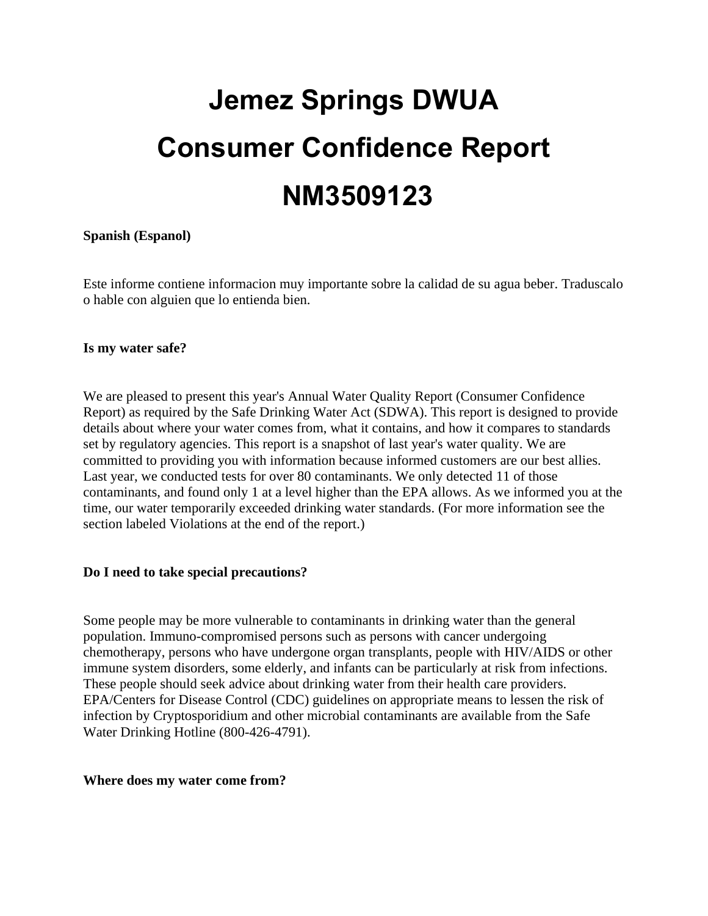# Jemez Springs DWUA

# Consumer Confidence Report

# NM3509123

**Spanish (Espanol)**

Este informe contiene informacion muy importante sobre la calidad de su agua beber. Traduscalo o hable con alguien que lo entienda bien.

**Is my water safe?**

We are pleased to present this year's Annual Water Quality Report (Consumer Confidence Report) as required by the Safe Drinking Water Act (SDWA). This report is designed to provide details about where your water comes from, what it contains, and how it compares to standards set by regulatory agencies. This report is a snapshot of last year's water quality. We are committed to providing you with information because informed customers are our best allies. Last year, we conducted tests for over 80 contaminants. We only detected 11 of those contaminants, and found only 1 at a level higher than the EPA allows. As we informed you at the time, our water temporarily exceeded drinking water standards. (For more information see the section labeled Violations at the end of the report.)

**Do I need to take special precautions?**

Some people may be more vulnerable to contaminants in drinking water than the general population. Immuno-compromised persons such as persons with cancer undergoing chemotherapy, persons who have undergone organ transplants, people with HIV/AIDS or other immune system disorders, some elderly, and infants can be particularly at risk from infections. These people should seek advice about drinking water from their health care providers. EPA/Centers for Disease Control (CDC) guidelines on appropriate means to lessen the risk of infection by Cryptosporidium and other microbial contaminants are available from the Safe Water Drinking Hotline (800-426-4791).

**Where does my water come from?**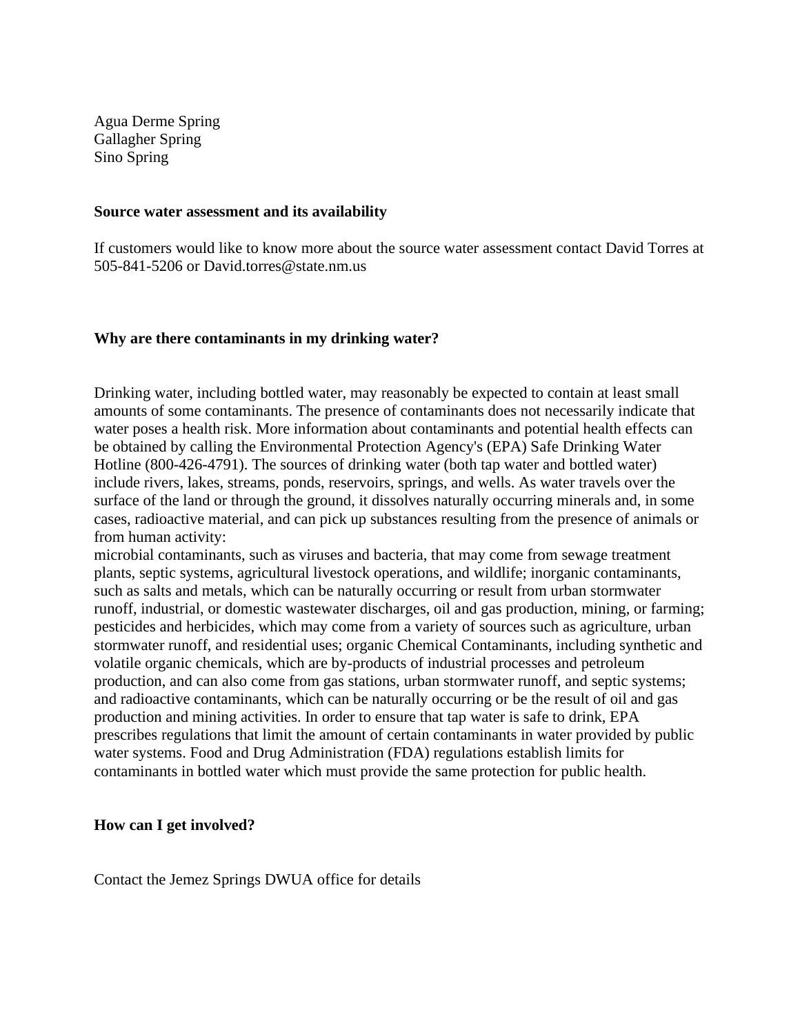Agua Derme Spring
Gallagher Spring
Sino Spring

**Source water assessment and its availability**

If customers would like to know more about the source water assessment contact David Torres at 505-841-5206 or David.torres@state.nm.us

**Why are there contaminants in my drinking water?**

Drinking water, including bottled water, may reasonably be expected to contain at least small amounts of some contaminants. The presence of contaminants does not necessarily indicate that water poses a health risk. More information about contaminants and potential health effects can be obtained by calling the Environmental Protection Agency's (EPA) Safe Drinking Water Hotline (800-426-4791). The sources of drinking water (both tap water and bottled water) include rivers, lakes, streams, ponds, reservoirs, springs, and wells. As water travels over the surface of the land or through the ground, it dissolves naturally occurring minerals and, in some cases, radioactive material, and can pick up substances resulting from the presence of animals or from human activity:
microbial contaminants, such as viruses and bacteria, that may come from sewage treatment plants, septic systems, agricultural livestock operations, and wildlife; inorganic contaminants, such as salts and metals, which can be naturally occurring or result from urban stormwater runoff, industrial, or domestic wastewater discharges, oil and gas production, mining, or farming; pesticides and herbicides, which may come from a variety of sources such as agriculture, urban stormwater runoff, and residential uses; organic Chemical Contaminants, including synthetic and volatile organic chemicals, which are by-products of industrial processes and petroleum production, and can also come from gas stations, urban stormwater runoff, and septic systems; and radioactive contaminants, which can be naturally occurring or be the result of oil and gas production and mining activities. In order to ensure that tap water is safe to drink, EPA prescribes regulations that limit the amount of certain contaminants in water provided by public water systems. Food and Drug Administration (FDA) regulations establish limits for contaminants in bottled water which must provide the same protection for public health.

**How can I get involved?**

Contact the Jemez Springs DWUA office for details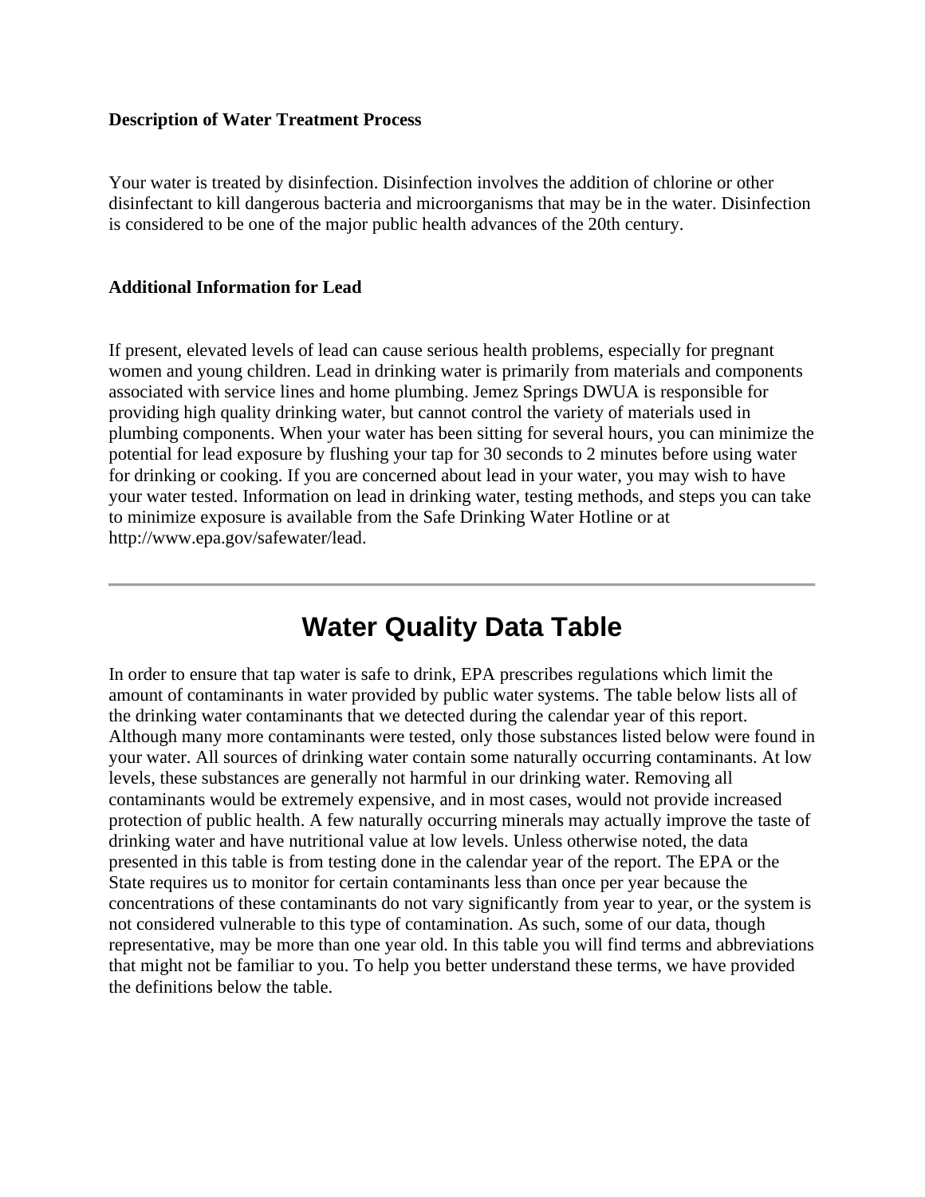**Description of Water Treatment Process**

Your water is treated by disinfection. Disinfection involves the addition of chlorine or other disinfectant to kill dangerous bacteria and microorganisms that may be in the water. Disinfection is considered to be one of the major public health advances of the 20th century.

**Additional Information for Lead**

If present, elevated levels of lead can cause serious health problems, especially for pregnant women and young children. Lead in drinking water is primarily from materials and components associated with service lines and home plumbing. Jemez Springs DWUA is responsible for providing high quality drinking water, but cannot control the variety of materials used in plumbing components. When your water has been sitting for several hours, you can minimize the potential for lead exposure by flushing your tap for 30 seconds to 2 minutes before using water for drinking or cooking. If you are concerned about lead in your water, you may wish to have your water tested. Information on lead in drinking water, testing methods, and steps you can take to minimize exposure is available from the Safe Drinking Water Hotline or at http://www.epa.gov/safewater/lead.

---

# Water Quality Data Table

In order to ensure that tap water is safe to drink, EPA prescribes regulations which limit the amount of contaminants in water provided by public water systems. The table below lists all of the drinking water contaminants that we detected during the calendar year of this report. Although many more contaminants were tested, only those substances listed below were found in your water. All sources of drinking water contain some naturally occurring contaminants. At low levels, these substances are generally not harmful in our drinking water. Removing all contaminants would be extremely expensive, and in most cases, would not provide increased protection of public health. A few naturally occurring minerals may actually improve the taste of drinking water and have nutritional value at low levels. Unless otherwise noted, the data presented in this table is from testing done in the calendar year of the report. The EPA or the State requires us to monitor for certain contaminants less than once per year because the concentrations of these contaminants do not vary significantly from year to year, or the system is not considered vulnerable to this type of contamination. As such, some of our data, though representative, may be more than one year old. In this table you will find terms and abbreviations that might not be familiar to you. To help you better understand these terms, we have provided the definitions below the table.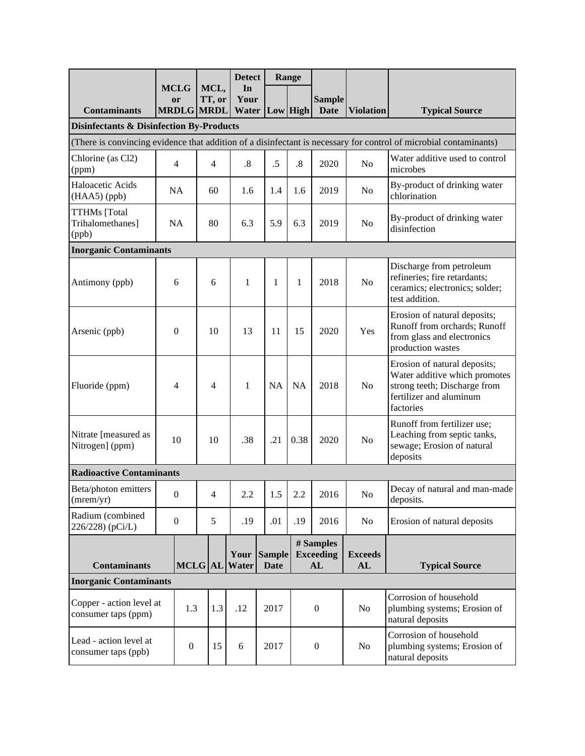| Contaminants | MCLG or MRDLG | MCL, TT, or MRDL | Detect In Your Water | Range | | Sample Date | Violation | Typical Source |
|---|---|---|---|---|---|---|---|---|
| | | | | Low | High | | | |
| **Disinfectants & Disinfection By-Products** | | | | | | | | |
| (There is convincing evidence that addition of a disinfectant is necessary for control of microbial contaminants) | | | | | | | | |
| Chlorine (as Cl2) (ppm) | 4 | 4 | .8 | .5 | .8 | 2020 | No | Water additive used to control microbes |
| Haloacetic Acids (HAA5) (ppb) | NA | 60 | 1.6 | 1.4 | 1.6 | 2019 | No | By-product of drinking water chlorination |
| TTHMs [Total Trihalomethanes] (ppb) | NA | 80 | 6.3 | 5.9 | 6.3 | 2019 | No | By-product of drinking water disinfection |
| **Inorganic Contaminants** | | | | | | | | |
| Antimony (ppb) | 6 | 6 | 1 | 1 | 1 | 2018 | No | Discharge from petroleum refineries; fire retardants; ceramics; electronics; solder; test addition. |
| Arsenic (ppb) | 0 | 10 | 13 | 11 | 15 | 2020 | Yes | Erosion of natural deposits; Runoff from orchards; Runoff from glass and electronics production wastes |
| Fluoride (ppm) | 4 | 4 | 1 | NA | NA | 2018 | No | Erosion of natural deposits; Water additive which promotes strong teeth; Discharge from fertilizer and aluminum factories |
| Nitrate [measured as Nitrogen] (ppm) | 10 | 10 | .38 | .21 | 0.38 | 2020 | No | Runoff from fertilizer use; Leaching from septic tanks, sewage; Erosion of natural deposits |
| **Radioactive Contaminants** | | | | | | | | |
| Beta/photon emitters (mrem/yr) | 0 | 4 | 2.2 | 1.5 | 2.2 | 2016 | No | Decay of natural and man-made deposits. |
| Radium (combined 226/228) (pCi/L) | 0 | 5 | .19 | .01 | .19 | 2016 | No | Erosion of natural deposits |

| Contaminants | MCLG | AL | Your Water | Sample Date | # Samples Exceeding AL | Exceeds AL | Typical Source |
|---|---|---|---|---|---|---|---|
| **Inorganic Contaminants** | | | | | | | |
| Copper - action level at consumer taps (ppm) | 1.3 | 1.3 | .12 | 2017 | 0 | No | Corrosion of household plumbing systems; Erosion of natural deposits |
| Lead - action level at consumer taps (ppb) | 0 | 15 | 6 | 2017 | 0 | No | Corrosion of household plumbing systems; Erosion of natural deposits |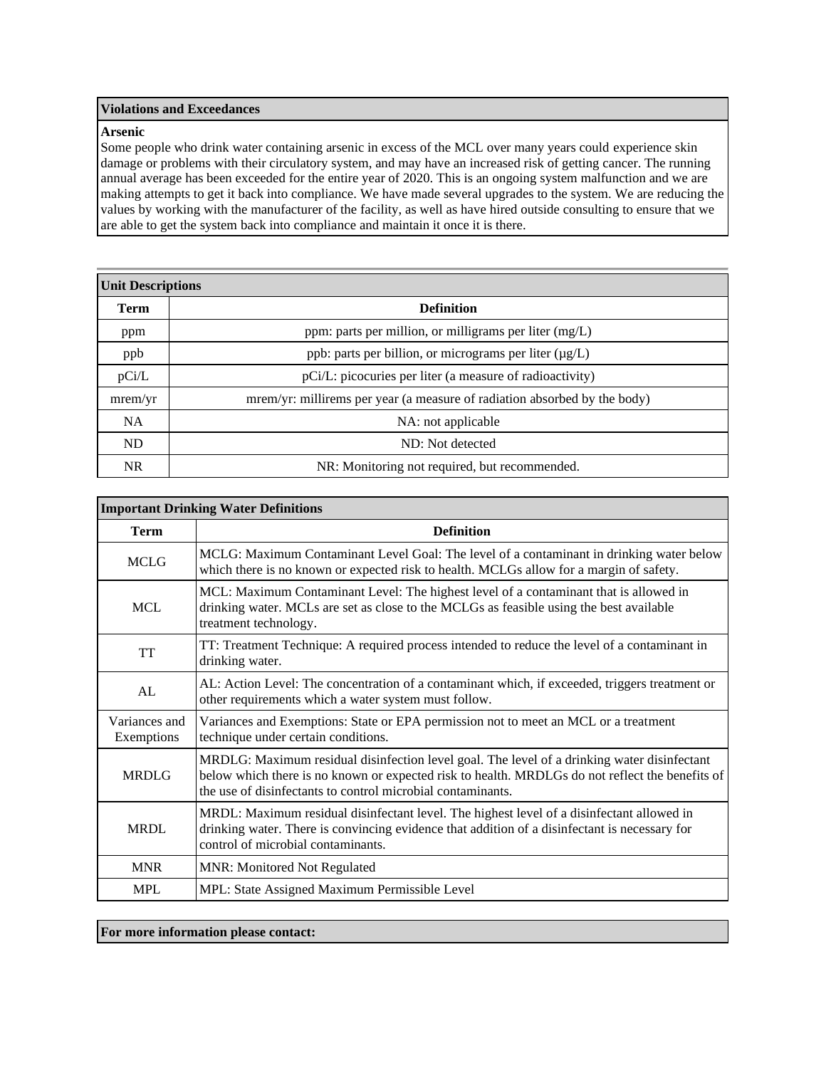**Violations and Exceedances**

**Arsenic**

Some people who drink water containing arsenic in excess of the MCL over many years could experience skin damage or problems with their circulatory system, and may have an increased risk of getting cancer. The running annual average has been exceeded for the entire year of 2020. This is an ongoing system malfunction and we are making attempts to get it back into compliance. We have made several upgrades to the system. We are reducing the values by working with the manufacturer of the facility, as well as have hired outside consulting to ensure that we are able to get the system back into compliance and maintain it once it is there.

| Unit Descriptions | |
|---|---|
| **Term** | **Definition** |
| ppm | ppm: parts per million, or milligrams per liter (mg/L) |
| ppb | ppb: parts per billion, or micrograms per liter (µg/L) |
| pCi/L | pCi/L: picocuries per liter (a measure of radioactivity) |
| mrem/yr | mrem/yr: millirems per year (a measure of radiation absorbed by the body) |
| NA | NA: not applicable |
| ND | ND: Not detected |
| NR | NR: Monitoring not required, but recommended. |

| Important Drinking Water Definitions | |
|---|---|
| **Term** | **Definition** |
| MCLG | MCLG: Maximum Contaminant Level Goal: The level of a contaminant in drinking water below which there is no known or expected risk to health. MCLGs allow for a margin of safety. |
| MCL | MCL: Maximum Contaminant Level: The highest level of a contaminant that is allowed in drinking water. MCLs are set as close to the MCLGs as feasible using the best available treatment technology. |
| TT | TT: Treatment Technique: A required process intended to reduce the level of a contaminant in drinking water. |
| AL | AL: Action Level: The concentration of a contaminant which, if exceeded, triggers treatment or other requirements which a water system must follow. |
| Variances and Exemptions | Variances and Exemptions: State or EPA permission not to meet an MCL or a treatment technique under certain conditions. |
| MRDLG | MRDLG: Maximum residual disinfection level goal. The level of a drinking water disinfectant below which there is no known or expected risk to health. MRDLGs do not reflect the benefits of the use of disinfectants to control microbial contaminants. |
| MRDL | MRDL: Maximum residual disinfectant level. The highest level of a disinfectant allowed in drinking water. There is convincing evidence that addition of a disinfectant is necessary for control of microbial contaminants. |
| MNR | MNR: Monitored Not Regulated |
| MPL | MPL: State Assigned Maximum Permissible Level |

**For more information please contact:**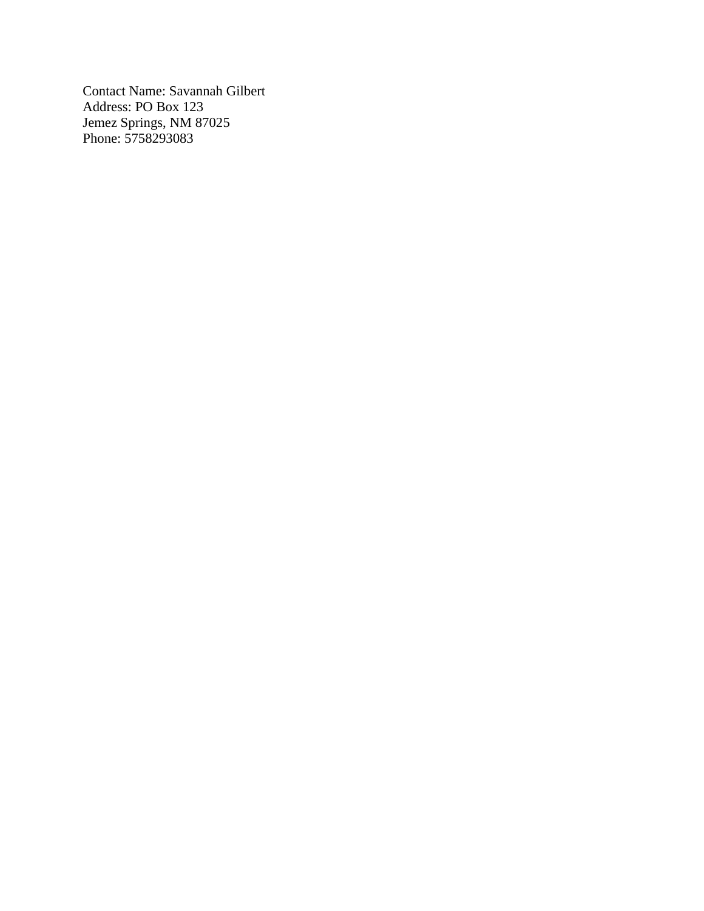Contact Name: Savannah Gilbert
Address: PO Box 123
Jemez Springs, NM 87025
Phone: 5758293083